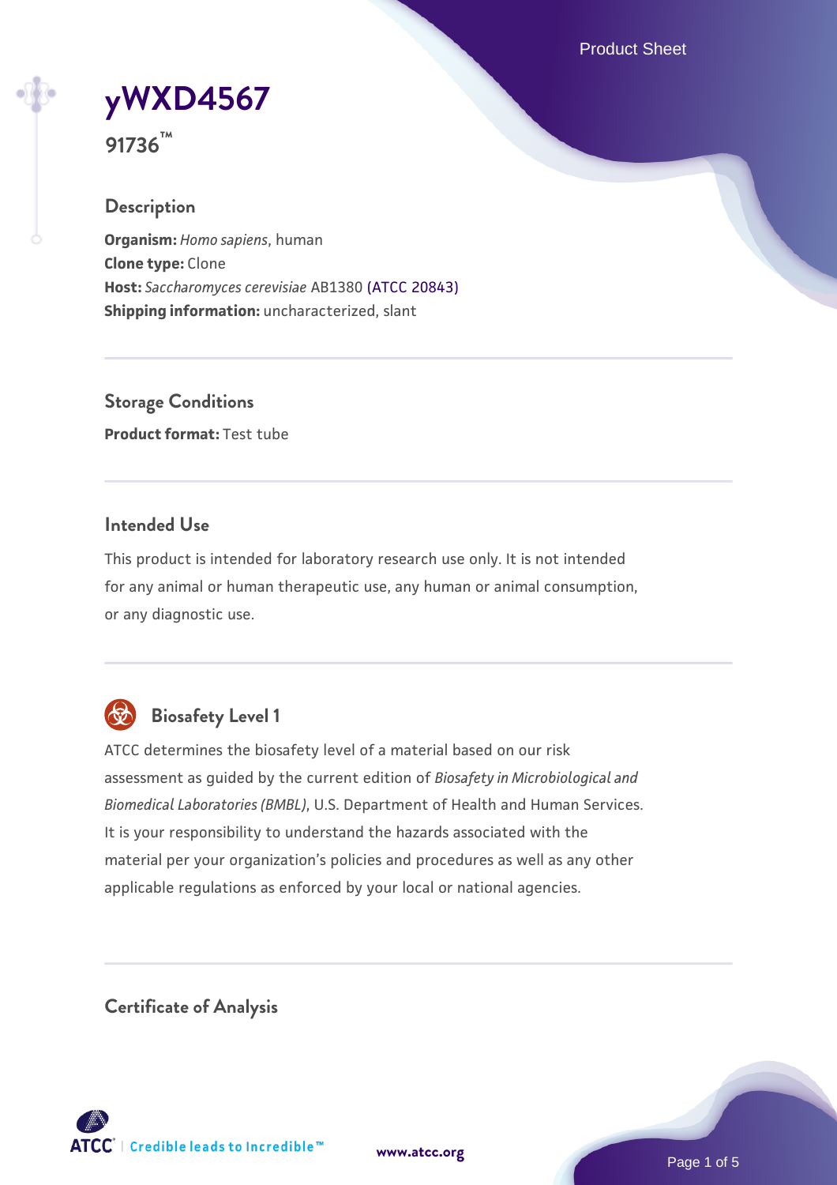# yWXD4567

**91736™**

## Description

**Organism:** *Homo sapiens*, human
**Clone type:** Clone
**Host:** *Saccharomyces cerevisiae* AB1380 (ATCC 20843)
**Shipping information:** uncharacterized, slant

## Storage Conditions

**Product format:** Test tube

## Intended Use

This product is intended for laboratory research use only. It is not intended for any animal or human therapeutic use, any human or animal consumption, or any diagnostic use.

## Biosafety Level 1

ATCC determines the biosafety level of a material based on our risk assessment as guided by the current edition of *Biosafety in Microbiological and Biomedical Laboratories (BMBL)*, U.S. Department of Health and Human Services. It is your responsibility to understand the hazards associated with the material per your organization's policies and procedures as well as any other applicable regulations as enforced by your local or national agencies.

## Certificate of Analysis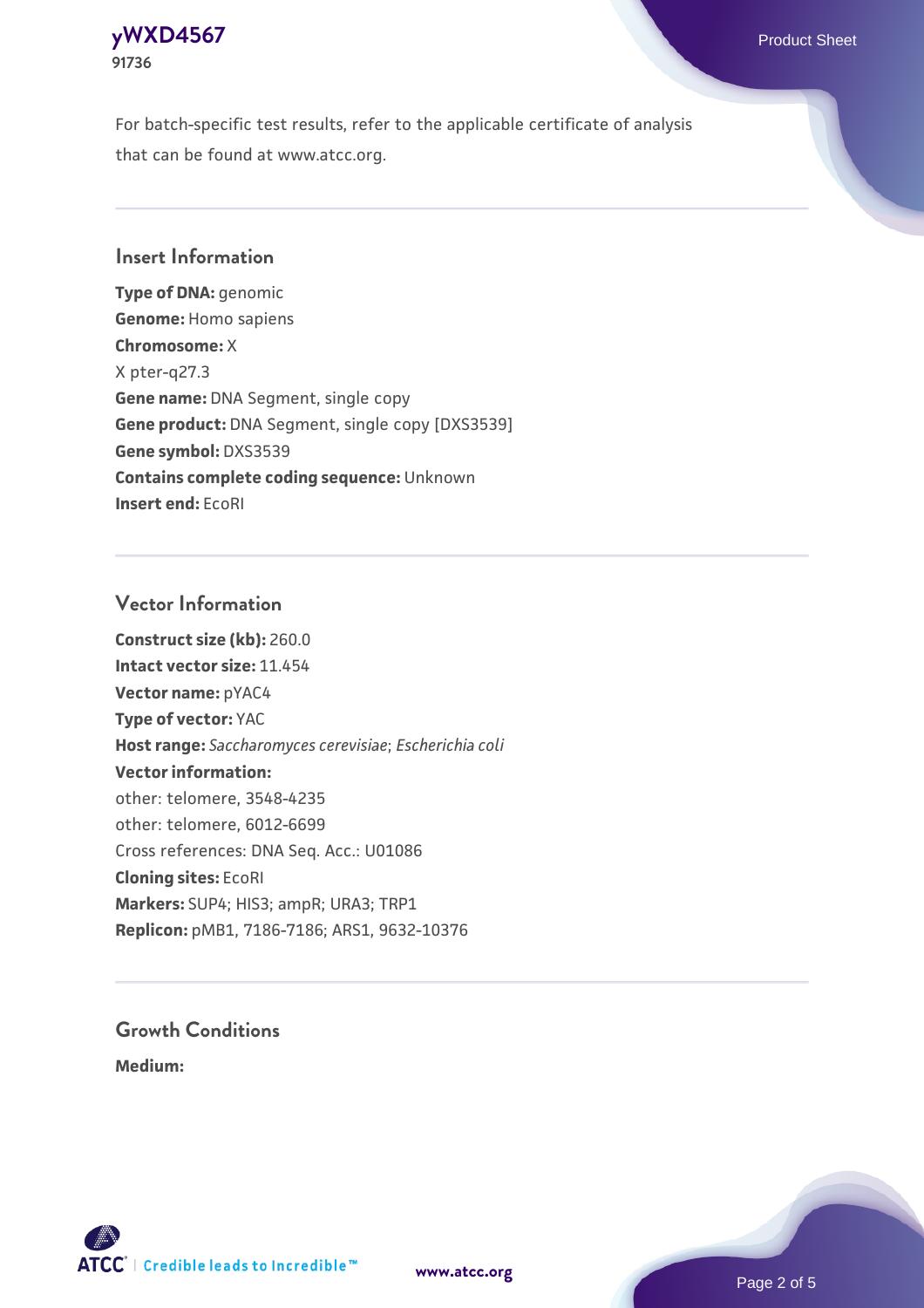For batch-specific test results, refer to the applicable certificate of analysis that can be found at www.atcc.org.

## Insert Information

**Type of DNA:** genomic
**Genome:** Homo sapiens
**Chromosome:** X
X pter-q27.3
**Gene name:** DNA Segment, single copy
**Gene product:** DNA Segment, single copy [DXS3539]
**Gene symbol:** DXS3539
**Contains complete coding sequence:** Unknown
**Insert end:** EcoRI

## Vector Information

**Construct size (kb):** 260.0
**Intact vector size:** 11.454
**Vector name:** pYAC4
**Type of vector:** YAC
**Host range:** *Saccharomyces cerevisiae*; *Escherichia coli*
**Vector information:**
other: telomere, 3548-4235
other: telomere, 6012-6699
Cross references: DNA Seq. Acc.: U01086
**Cloning sites:** EcoRI
**Markers:** SUP4; HIS3; ampR; URA3; TRP1
**Replicon:** pMB1, 7186-7186; ARS1, 9632-10376

## Growth Conditions

**Medium:**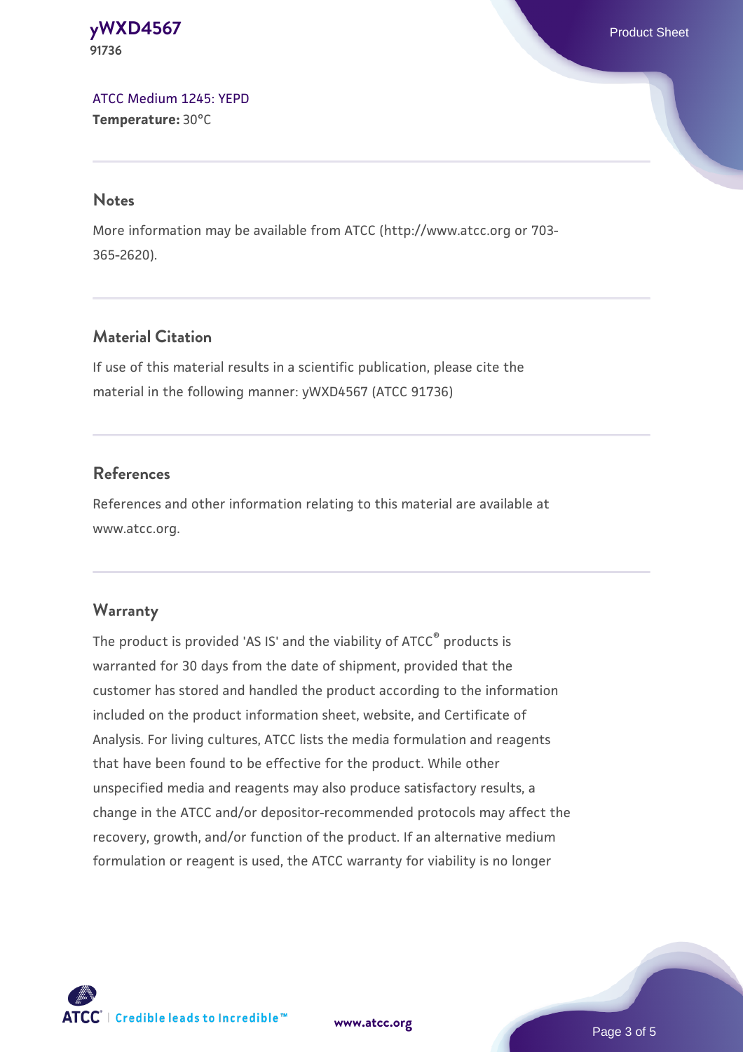ATCC Medium 1245: YEPD
**Temperature:** 30°C

## Notes

More information may be available from ATCC (http://www.atcc.org or 703-365-2620).

## Material Citation

If use of this material results in a scientific publication, please cite the material in the following manner: yWXD4567 (ATCC 91736)

## References

References and other information relating to this material are available at www.atcc.org.

## Warranty

The product is provided 'AS IS' and the viability of ATCC® products is warranted for 30 days from the date of shipment, provided that the customer has stored and handled the product according to the information included on the product information sheet, website, and Certificate of Analysis. For living cultures, ATCC lists the media formulation and reagents that have been found to be effective for the product. While other unspecified media and reagents may also produce satisfactory results, a change in the ATCC and/or depositor-recommended protocols may affect the recovery, growth, and/or function of the product. If an alternative medium formulation or reagent is used, the ATCC warranty for viability is no longer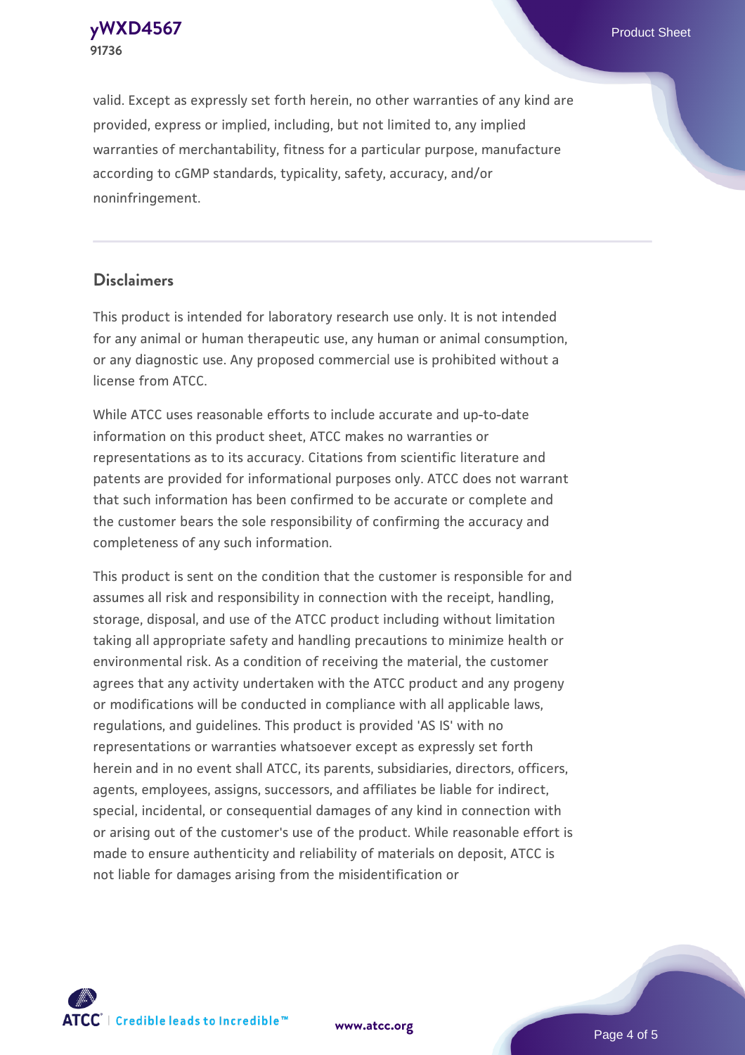valid. Except as expressly set forth herein, no other warranties of any kind are provided, express or implied, including, but not limited to, any implied warranties of merchantability, fitness for a particular purpose, manufacture according to cGMP standards, typicality, safety, accuracy, and/or noninfringement.

## Disclaimers

This product is intended for laboratory research use only. It is not intended for any animal or human therapeutic use, any human or animal consumption, or any diagnostic use. Any proposed commercial use is prohibited without a license from ATCC.

While ATCC uses reasonable efforts to include accurate and up-to-date information on this product sheet, ATCC makes no warranties or representations as to its accuracy. Citations from scientific literature and patents are provided for informational purposes only. ATCC does not warrant that such information has been confirmed to be accurate or complete and the customer bears the sole responsibility of confirming the accuracy and completeness of any such information.

This product is sent on the condition that the customer is responsible for and assumes all risk and responsibility in connection with the receipt, handling, storage, disposal, and use of the ATCC product including without limitation taking all appropriate safety and handling precautions to minimize health or environmental risk. As a condition of receiving the material, the customer agrees that any activity undertaken with the ATCC product and any progeny or modifications will be conducted in compliance with all applicable laws, regulations, and guidelines. This product is provided 'AS IS' with no representations or warranties whatsoever except as expressly set forth herein and in no event shall ATCC, its parents, subsidiaries, directors, officers, agents, employees, assigns, successors, and affiliates be liable for indirect, special, incidental, or consequential damages of any kind in connection with or arising out of the customer's use of the product. While reasonable effort is made to ensure authenticity and reliability of materials on deposit, ATCC is not liable for damages arising from the misidentification or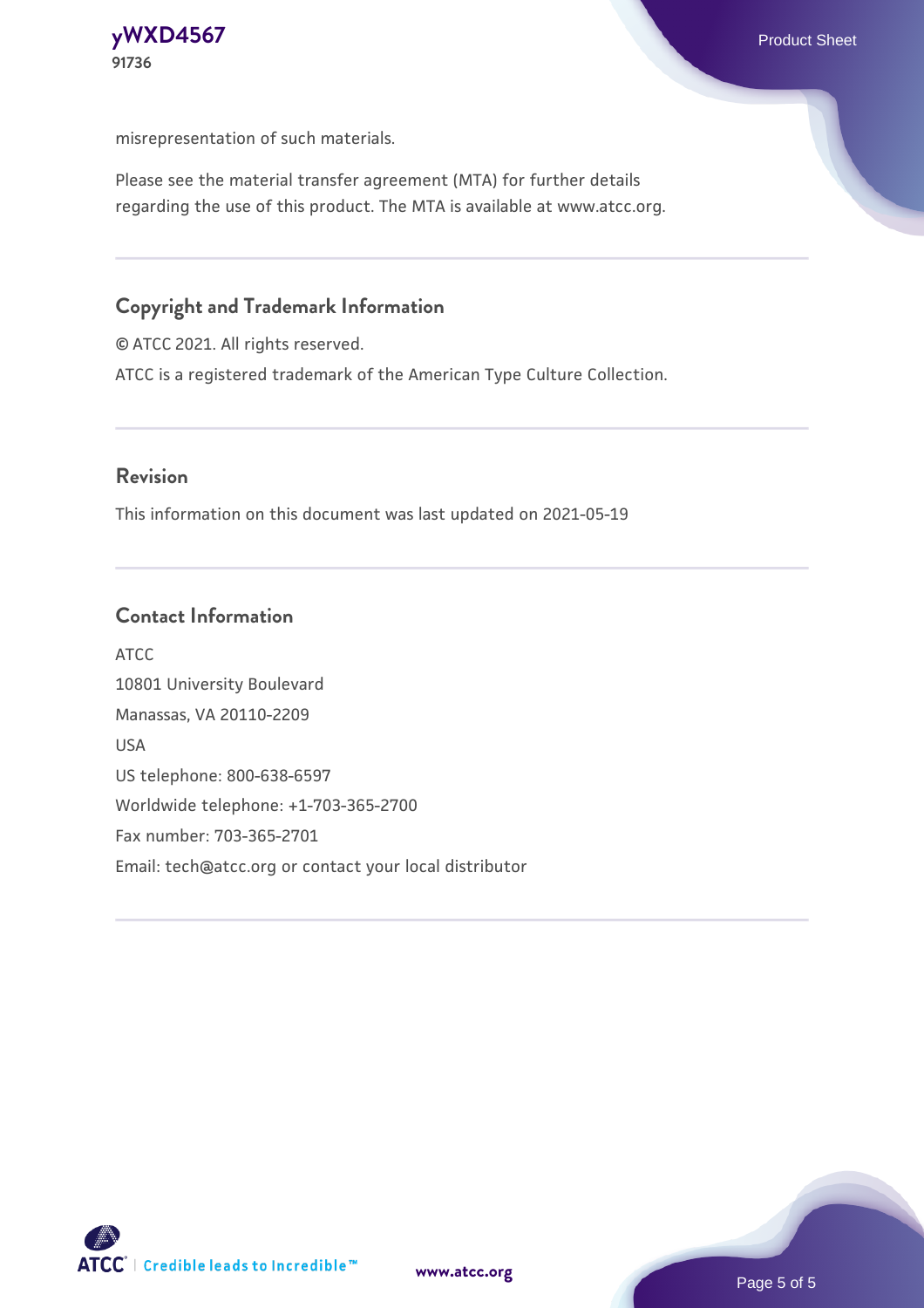misrepresentation of such materials.

Please see the material transfer agreement (MTA) for further details regarding the use of this product. The MTA is available at www.atcc.org.

## Copyright and Trademark Information

© ATCC 2021. All rights reserved.

ATCC is a registered trademark of the American Type Culture Collection.

## Revision

This information on this document was last updated on 2021-05-19

## Contact Information

ATCC
10801 University Boulevard
Manassas, VA 20110-2209
USA
US telephone: 800-638-6597
Worldwide telephone: +1-703-365-2700
Fax number: 703-365-2701
Email: tech@atcc.org or contact your local distributor